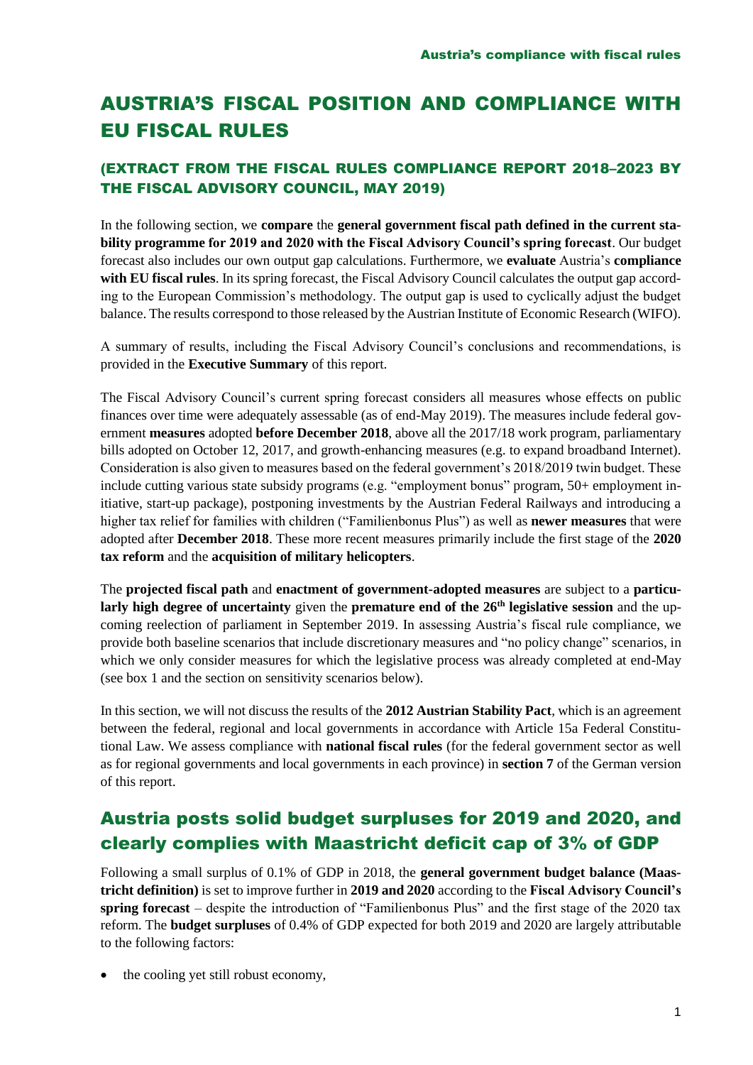# AUSTRIA'S FISCAL POSITION AND COMPLIANCE WITH EU FISCAL RULES

## (EXTRACT FROM THE FISCAL RULES COMPLIANCE REPORT 2018–2023 BY THE FISCAL ADVISORY COUNCIL, MAY 2019)

In the following section, we **compare** the **general government fiscal path defined in the current stability programme for 2019 and 2020 with the Fiscal Advisory Council's spring forecast**. Our budget forecast also includes our own output gap calculations. Furthermore, we **evaluate** Austria's **compliance with EU fiscal rules**. In its spring forecast, the Fiscal Advisory Council calculates the output gap according to the European Commission's methodology. The output gap is used to cyclically adjust the budget balance. The results correspond to those released by the Austrian Institute of Economic Research (WIFO).

A summary of results, including the Fiscal Advisory Council's conclusions and recommendations, is provided in the **Executive Summary** of this report.

The Fiscal Advisory Council's current spring forecast considers all measures whose effects on public finances over time were adequately assessable (as of end-May 2019). The measures include federal government **measures** adopted **before December 2018**, above all the 2017/18 work program, parliamentary bills adopted on October 12, 2017, and growth-enhancing measures (e.g. to expand broadband Internet). Consideration is also given to measures based on the federal government's 2018/2019 twin budget. These include cutting various state subsidy programs (e.g. "employment bonus" program, 50+ employment initiative, start-up package), postponing investments by the Austrian Federal Railways and introducing a higher tax relief for families with children ("Familienbonus Plus") as well as **newer measures** that were adopted after **December 2018**. These more recent measures primarily include the first stage of the **2020 tax reform** and the **acquisition of military helicopters**.

The **projected fiscal path** and **enactment of government-adopted measures** are subject to a **particularly high degree of uncertainty** given the **premature end of the 26th legislative session** and the upcoming reelection of parliament in September 2019. In assessing Austria's fiscal rule compliance, we provide both baseline scenarios that include discretionary measures and "no policy change" scenarios, in which we only consider measures for which the legislative process was already completed at end-May (see box 1 and the section on sensitivity scenarios below).

In this section, we will not discuss the results of the **2012 Austrian Stability Pact**, which is an agreement between the federal, regional and local governments in accordance with Article 15a Federal Constitutional Law. We assess compliance with **national fiscal rules** (for the federal government sector as well as for regional governments and local governments in each province) in **section 7** of the German version of this report.

## Austria posts solid budget surpluses for 2019 and 2020, and clearly complies with Maastricht deficit cap of 3% of GDP

Following a small surplus of 0.1% of GDP in 2018, the **general government budget balance (Maastricht definition)** is set to improve further in **2019 and 2020** according to the **Fiscal Advisory Council's spring forecast** – despite the introduction of "Familienbonus Plus" and the first stage of the 2020 tax reform. The **budget surpluses** of 0.4% of GDP expected for both 2019 and 2020 are largely attributable to the following factors:

- the cooling yet still robust economy,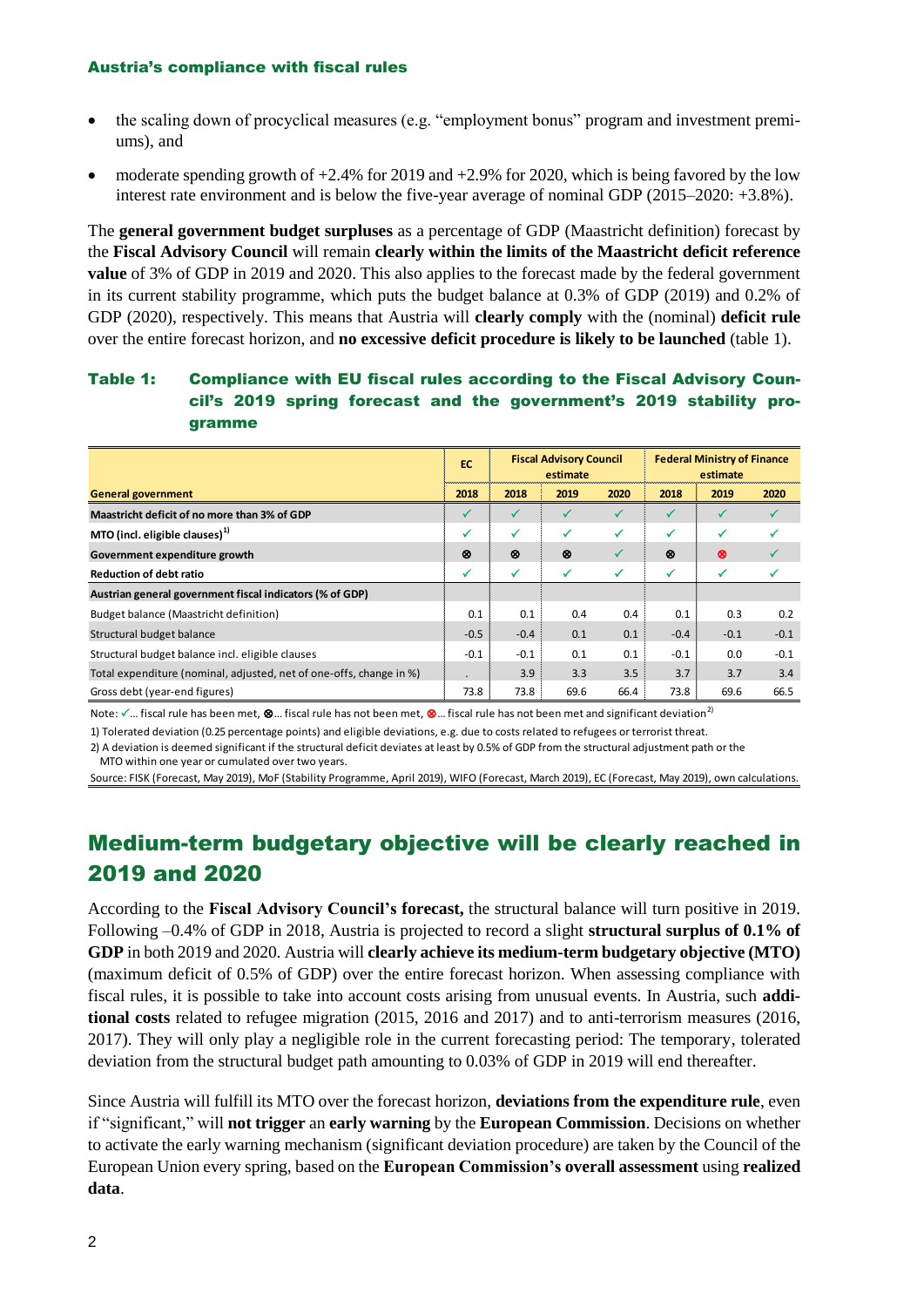- the scaling down of procyclical measures (e.g. "employment bonus" program and investment premiums), and
- moderate spending growth of +2.4% for 2019 and +2.9% for 2020, which is being favored by the low interest rate environment and is below the five-year average of nominal GDP (2015–2020: +3.8%).

The **general government budget surpluses** as a percentage of GDP (Maastricht definition) forecast by the **Fiscal Advisory Council** will remain **clearly within the limits of the Maastricht deficit reference value** of 3% of GDP in 2019 and 2020. This also applies to the forecast made by the federal government in its current stability programme, which puts the budget balance at 0.3% of GDP (2019) and 0.2% of GDP (2020), respectively. This means that Austria will **clearly comply** with the (nominal) **deficit rule** over the entire forecast horizon, and **no excessive deficit procedure is likely to be launched** (table 1).

**Table 1: Compliance with EU fiscal rules according to the Fiscal Advisory Council's 2019 spring forecast and the government's 2019 stability programme**

| | EC | Fiscal Advisory Council estimate | | | Federal Ministry of Finance estimate | | |
|---|---|---|---|---|---|---|---|
| **General government** | **2018** | **2018** | **2019** | **2020** | **2018** | **2019** | **2020** |
| **Maastricht deficit of no more than 3% of GDP** | ✓ | ✓ | ✓ | ✓ | ✓ | ✓ | ✓ |
| **MTO (incl. eligible clauses)[1]** | ✓ | ✓ | ✓ | ✓ | ✓ | ✓ | ✓ |
| **Government expenditure growth** | ⊗ | ⊗ | ⊗ | ✓ | ⊗ | ⊗ | ✓ |
| **Reduction of debt ratio** | ✓ | ✓ | ✓ | ✓ | ✓ | ✓ | ✓ |
| **Austrian general government fiscal indicators (% of GDP)** | | | | | | | |
| Budget balance (Maastricht definition) | 0.1 | 0.1 | 0.4 | 0.4 | 0.1 | 0.3 | 0.2 |
| Structural budget balance | -0.5 | -0.4 | 0.1 | 0.1 | -0.4 | -0.1 | -0.1 |
| Structural budget balance incl. eligible clauses | -0.1 | -0.1 | 0.1 | 0.1 | -0.1 | 0.0 | -0.1 |
| Total expenditure (nominal, adjusted, net of one-offs, change in %) | . | 3.9 | 3.3 | 3.5 | 3.7 | 3.7 | 3.4 |
| Gross debt (year-end figures) | 73.8 | 73.8 | 69.6 | 66.4 | 73.8 | 69.6 | 66.5 |

Note: ✓... fiscal rule has been met, ⊗... fiscal rule has not been met, ⊗... fiscal rule has not been met and significant deviation[2]

1) Tolerated deviation (0.25 percentage points) and eligible deviations, e.g. due to costs related to refugees or terrorist threat.

2) A deviation is deemed significant if the structural deficit deviates at least by 0.5% of GDP from the structural adjustment path or the MTO within one year or cumulated over two years.

Source: FISK (Forecast, May 2019), MoF (Stability Programme, April 2019), WIFO (Forecast, March 2019), EC (Forecast, May 2019), own calculations.

## Medium-term budgetary objective will be clearly reached in 2019 and 2020

According to the **Fiscal Advisory Council's forecast,** the structural balance will turn positive in 2019. Following –0.4% of GDP in 2018, Austria is projected to record a slight **structural surplus of 0.1% of GDP** in both 2019 and 2020. Austria will **clearly achieve its medium-term budgetary objective (MTO)** (maximum deficit of 0.5% of GDP) over the entire forecast horizon. When assessing compliance with fiscal rules, it is possible to take into account costs arising from unusual events. In Austria, such **additional costs** related to refugee migration (2015, 2016 and 2017) and to anti-terrorism measures (2016, 2017). They will only play a negligible role in the current forecasting period: The temporary, tolerated deviation from the structural budget path amounting to 0.03% of GDP in 2019 will end thereafter.

Since Austria will fulfill its MTO over the forecast horizon, **deviations from the expenditure rule**, even if "significant," will **not trigger** an **early warning** by the **European Commission**. Decisions on whether to activate the early warning mechanism (significant deviation procedure) are taken by the Council of the European Union every spring, based on the **European Commission's overall assessment** using **realized data**.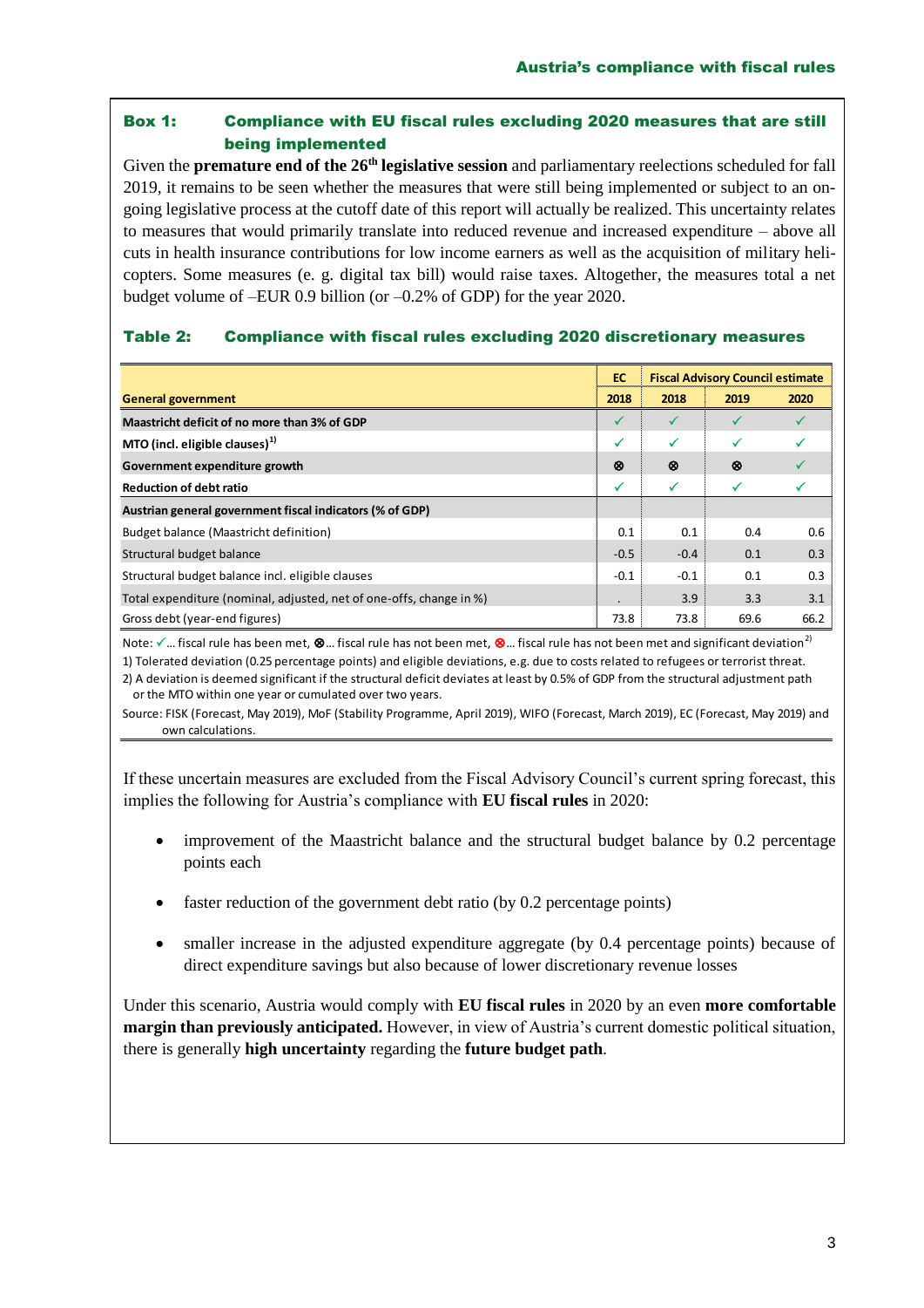### Box 1: Compliance with EU fiscal rules excluding 2020 measures that are still being implemented

Given the **premature end of the 26th legislative session** and parliamentary reelections scheduled for fall 2019, it remains to be seen whether the measures that were still being implemented or subject to an ongoing legislative process at the cutoff date of this report will actually be realized. This uncertainty relates to measures that would primarily translate into reduced revenue and increased expenditure – above all cuts in health insurance contributions for low income earners as well as the acquisition of military helicopters. Some measures (e. g. digital tax bill) would raise taxes. Altogether, the measures total a net budget volume of –EUR 0.9 billion (or –0.2% of GDP) for the year 2020.

**Table 2: Compliance with fiscal rules excluding 2020 discretionary measures**

| General government | EC | Fiscal Advisory Council estimate | | |
|---|---|---|---|---|
| | 2018 | 2018 | 2019 | 2020 |
| **Maastricht deficit of no more than 3% of GDP** | ✓ | ✓ | ✓ | ✓ |
| **MTO (incl. eligible clauses)[1]** | ✓ | ✓ | ✓ | ✓ |
| **Government expenditure growth** | ⊗ | ⊗ | ⊗ | ✓ |
| **Reduction of debt ratio** | ✓ | ✓ | ✓ | ✓ |
| **Austrian general government fiscal indicators (% of GDP)** | | | | |
| Budget balance (Maastricht definition) | 0.1 | 0.1 | 0.4 | 0.6 |
| Structural budget balance | -0.5 | -0.4 | 0.1 | 0.3 |
| Structural budget balance incl. eligible clauses | -0.1 | -0.1 | 0.1 | 0.3 |
| Total expenditure (nominal, adjusted, net of one-offs, change in %) | . | 3.9 | 3.3 | 3.1 |
| Gross debt (year-end figures) | 73.8 | 73.8 | 69.6 | 66.2 |

Note: ✓... fiscal rule has been met, ⊗... fiscal rule has not been met, ⊗... fiscal rule has not been met and significant deviation[2]

1) Tolerated deviation (0.25 percentage points) and eligible deviations, e.g. due to costs related to refugees or terrorist threat.

2) A deviation is deemed significant if the structural deficit deviates at least by 0.5% of GDP from the structural adjustment path or the MTO within one year or cumulated over two years.

Source: FISK (Forecast, May 2019), MoF (Stability Programme, April 2019), WIFO (Forecast, March 2019), EC (Forecast, May 2019) and own calculations.

If these uncertain measures are excluded from the Fiscal Advisory Council's current spring forecast, this implies the following for Austria's compliance with **EU fiscal rules** in 2020:

- improvement of the Maastricht balance and the structural budget balance by 0.2 percentage points each
- faster reduction of the government debt ratio (by 0.2 percentage points)
- smaller increase in the adjusted expenditure aggregate (by 0.4 percentage points) because of direct expenditure savings but also because of lower discretionary revenue losses

Under this scenario, Austria would comply with **EU fiscal rules** in 2020 by an even **more comfortable margin than previously anticipated.** However, in view of Austria's current domestic political situation, there is generally **high uncertainty** regarding the **future budget path**.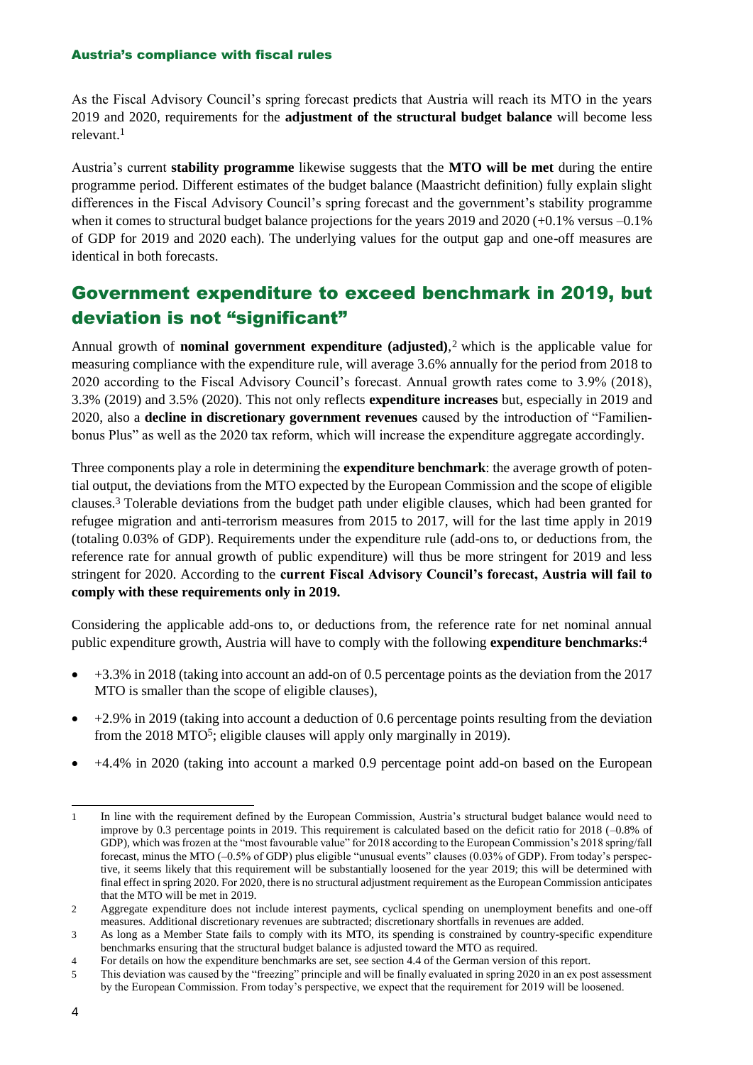As the Fiscal Advisory Council's spring forecast predicts that Austria will reach its MTO in the years 2019 and 2020, requirements for the **adjustment of the structural budget balance** will become less relevant.[1]

Austria's current **stability programme** likewise suggests that the **MTO will be met** during the entire programme period. Different estimates of the budget balance (Maastricht definition) fully explain slight differences in the Fiscal Advisory Council's spring forecast and the government's stability programme when it comes to structural budget balance projections for the years 2019 and 2020 (+0.1% versus –0.1% of GDP for 2019 and 2020 each). The underlying values for the output gap and one-off measures are identical in both forecasts.

## Government expenditure to exceed benchmark in 2019, but deviation is not "significant"

Annual growth of **nominal government expenditure (adjusted)**,[2] which is the applicable value for measuring compliance with the expenditure rule, will average 3.6% annually for the period from 2018 to 2020 according to the Fiscal Advisory Council's forecast. Annual growth rates come to 3.9% (2018), 3.3% (2019) and 3.5% (2020). This not only reflects **expenditure increases** but, especially in 2019 and 2020, also a **decline in discretionary government revenues** caused by the introduction of "Familienbonus Plus" as well as the 2020 tax reform, which will increase the expenditure aggregate accordingly.

Three components play a role in determining the **expenditure benchmark**: the average growth of potential output, the deviations from the MTO expected by the European Commission and the scope of eligible clauses.[3] Tolerable deviations from the budget path under eligible clauses, which had been granted for refugee migration and anti-terrorism measures from 2015 to 2017, will for the last time apply in 2019 (totaling 0.03% of GDP). Requirements under the expenditure rule (add-ons to, or deductions from, the reference rate for annual growth of public expenditure) will thus be more stringent for 2019 and less stringent for 2020. According to the **current Fiscal Advisory Council's forecast, Austria will fail to comply with these requirements only in 2019.**

Considering the applicable add-ons to, or deductions from, the reference rate for net nominal annual public expenditure growth, Austria will have to comply with the following **expenditure benchmarks**:[4]

- +3.3% in 2018 (taking into account an add-on of 0.5 percentage points as the deviation from the 2017 MTO is smaller than the scope of eligible clauses),
- +2.9% in 2019 (taking into account a deduction of 0.6 percentage points resulting from the deviation from the 2018 MTO[5]; eligible clauses will apply only marginally in 2019).
- +4.4% in 2020 (taking into account a marked 0.9 percentage point add-on based on the European

---

1 In line with the requirement defined by the European Commission, Austria's structural budget balance would need to improve by 0.3 percentage points in 2019. This requirement is calculated based on the deficit ratio for 2018 (–0.8% of GDP), which was frozen at the "most favourable value" for 2018 according to the European Commission's 2018 spring/fall forecast, minus the MTO (–0.5% of GDP) plus eligible "unusual events" clauses (0.03% of GDP). From today's perspective, it seems likely that this requirement will be substantially loosened for the year 2019; this will be determined with final effect in spring 2020. For 2020, there is no structural adjustment requirement as the European Commission anticipates that the MTO will be met in 2019.

2 Aggregate expenditure does not include interest payments, cyclical spending on unemployment benefits and one-off measures. Additional discretionary revenues are subtracted; discretionary shortfalls in revenues are added.

3 As long as a Member State fails to comply with its MTO, its spending is constrained by country-specific expenditure benchmarks ensuring that the structural budget balance is adjusted toward the MTO as required.

4 For details on how the expenditure benchmarks are set, see section 4.4 of the German version of this report.

5 This deviation was caused by the "freezing" principle and will be finally evaluated in spring 2020 in an ex post assessment by the European Commission. From today's perspective, we expect that the requirement for 2019 will be loosened.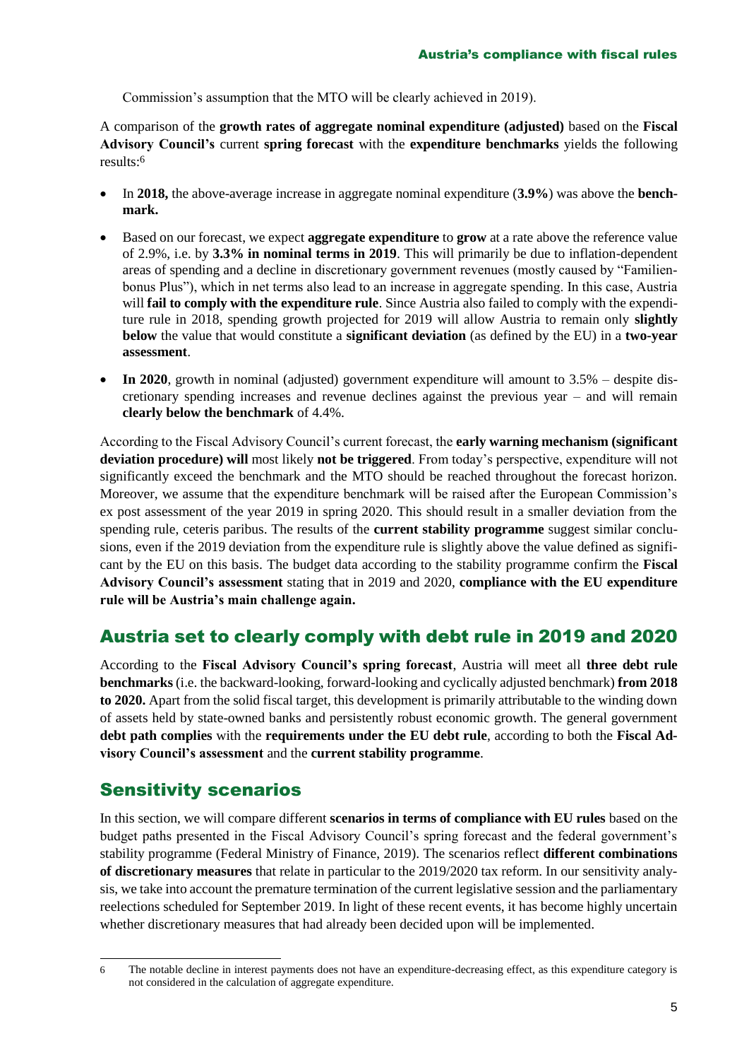Commission's assumption that the MTO will be clearly achieved in 2019).

A comparison of the **growth rates of aggregate nominal expenditure (adjusted)** based on the **Fiscal Advisory Council's** current **spring forecast** with the **expenditure benchmarks** yields the following results:[6]

- In **2018,** the above-average increase in aggregate nominal expenditure (**3.9%**) was above the **benchmark.**
- Based on our forecast, we expect **aggregate expenditure** to **grow** at a rate above the reference value of 2.9%, i.e. by **3.3% in nominal terms in 2019**. This will primarily be due to inflation-dependent areas of spending and a decline in discretionary government revenues (mostly caused by "Familienbonus Plus"), which in net terms also lead to an increase in aggregate spending. In this case, Austria will **fail to comply with the expenditure rule**. Since Austria also failed to comply with the expenditure rule in 2018, spending growth projected for 2019 will allow Austria to remain only **slightly below** the value that would constitute a **significant deviation** (as defined by the EU) in a **two-year assessment**.
- **In 2020**, growth in nominal (adjusted) government expenditure will amount to 3.5% – despite discretionary spending increases and revenue declines against the previous year – and will remain **clearly below the benchmark** of 4.4%.

According to the Fiscal Advisory Council's current forecast, the **early warning mechanism (significant deviation procedure) will** most likely **not be triggered**. From today's perspective, expenditure will not significantly exceed the benchmark and the MTO should be reached throughout the forecast horizon. Moreover, we assume that the expenditure benchmark will be raised after the European Commission's ex post assessment of the year 2019 in spring 2020. This should result in a smaller deviation from the spending rule, ceteris paribus. The results of the **current stability programme** suggest similar conclusions, even if the 2019 deviation from the expenditure rule is slightly above the value defined as significant by the EU on this basis. The budget data according to the stability programme confirm the **Fiscal Advisory Council's assessment** stating that in 2019 and 2020, **compliance with the EU expenditure rule will be Austria's main challenge again.**

## Austria set to clearly comply with debt rule in 2019 and 2020

According to the **Fiscal Advisory Council's spring forecast**, Austria will meet all **three debt rule benchmarks** (i.e. the backward-looking, forward-looking and cyclically adjusted benchmark) **from 2018 to 2020.** Apart from the solid fiscal target, this development is primarily attributable to the winding down of assets held by state-owned banks and persistently robust economic growth. The general government **debt path complies** with the **requirements under the EU debt rule**, according to both the **Fiscal Advisory Council's assessment** and the **current stability programme**.

## Sensitivity scenarios

In this section, we will compare different **scenarios in terms of compliance with EU rules** based on the budget paths presented in the Fiscal Advisory Council's spring forecast and the federal government's stability programme (Federal Ministry of Finance, 2019). The scenarios reflect **different combinations of discretionary measures** that relate in particular to the 2019/2020 tax reform. In our sensitivity analysis, we take into account the premature termination of the current legislative session and the parliamentary reelections scheduled for September 2019. In light of these recent events, it has become highly uncertain whether discretionary measures that had already been decided upon will be implemented.

---

6 The notable decline in interest payments does not have an expenditure-decreasing effect, as this expenditure category is not considered in the calculation of aggregate expenditure.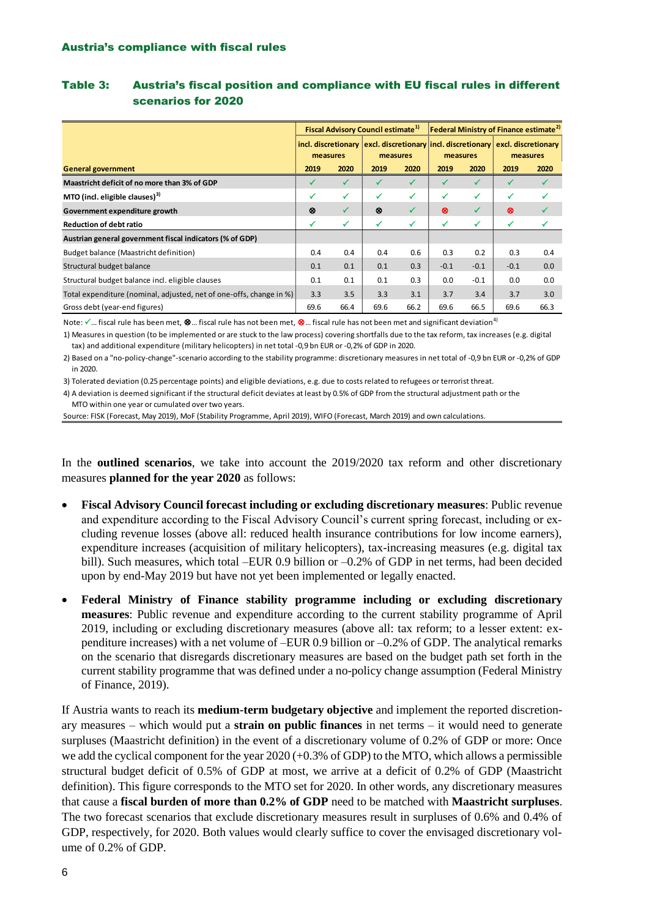**Austria's compliance with fiscal rules**

### Table 3: Austria's fiscal position and compliance with EU fiscal rules in different scenarios for 2020

| | Fiscal Advisory Council estimate[1] | | | | Federal Ministry of Finance estimate[2] | | | |
|---|---|---|---|---|---|---|---|---|
| | incl. discretionary measures | | excl. discretionary measures | | incl. discretionary measures | | excl. discretionary measures | |
| **General government** | **2019** | **2020** | **2019** | **2020** | **2019** | **2020** | **2019** | **2020** |
| **Maastricht deficit of no more than 3% of GDP** | ✓ | ✓ | ✓ | ✓ | ✓ | ✓ | ✓ | ✓ |
| **MTO (incl. eligible clauses)[3]** | ✓ | ✓ | ✓ | ✓ | ✓ | ✓ | ✓ | ✓ |
| **Government expenditure growth** | ⊗ | ✓ | ⊗ | ✓ | ⊗ | ✓ | ⊗ | ✓ |
| **Reduction of debt ratio** | ✓ | ✓ | ✓ | ✓ | ✓ | ✓ | ✓ | ✓ |
| **Austrian general government fiscal indicators (% of GDP)** | | | | | | | | |
| Budget balance (Maastricht definition) | 0.4 | 0.4 | 0.4 | 0.6 | 0.3 | 0.2 | 0.3 | 0.4 |
| Structural budget balance | 0.1 | 0.1 | 0.1 | 0.3 | -0.1 | -0.1 | -0.1 | 0.0 |
| Structural budget balance incl. eligible clauses | 0.1 | 0.1 | 0.1 | 0.3 | 0.0 | -0.1 | 0.0 | 0.0 |
| Total expenditure (nominal, adjusted, net of one-offs, change in %) | 3.3 | 3.5 | 3.3 | 3.1 | 3.7 | 3.4 | 3.7 | 3.0 |
| Gross debt (year-end figures) | 69.6 | 66.4 | 69.6 | 66.2 | 69.6 | 66.5 | 69.6 | 66.3 |

Note: ✓... fiscal rule has been met, ⊗... fiscal rule has not been met, ⊗... fiscal rule has not been met and significant deviation[4]

1) Measures in question (to be implemented or are stuck to the law process) covering shortfalls due to the tax reform, tax increases (e.g. digital tax) and additional expenditure (military helicopters) in net total -0,9 bn EUR or -0,2% of GDP in 2020.

2) Based on a "no-policy-change"-scenario according to the stability programme: discretionary measures in net total of -0,9 bn EUR or -0,2% of GDP in 2020.

3) Tolerated deviation (0.25 percentage points) and eligible deviations, e.g. due to costs related to refugees or terrorist threat.

4) A deviation is deemed significant if the structural deficit deviates at least by 0.5% of GDP from the structural adjustment path or the MTO within one year or cumulated over two years.

Source: FISK (Forecast, May 2019), MoF (Stability Programme, April 2019), WIFO (Forecast, March 2019) and own calculations.

In the **outlined scenarios**, we take into account the 2019/2020 tax reform and other discretionary measures **planned for the year 2020** as follows:

- **Fiscal Advisory Council forecast including or excluding discretionary measures**: Public revenue and expenditure according to the Fiscal Advisory Council's current spring forecast, including or excluding revenue losses (above all: reduced health insurance contributions for low income earners), expenditure increases (acquisition of military helicopters), tax-increasing measures (e.g. digital tax bill). Such measures, which total –EUR 0.9 billion or –0.2% of GDP in net terms, had been decided upon by end-May 2019 but have not yet been implemented or legally enacted.
- **Federal Ministry of Finance stability programme including or excluding discretionary measures**: Public revenue and expenditure according to the current stability programme of April 2019, including or excluding discretionary measures (above all: tax reform; to a lesser extent: expenditure increases) with a net volume of –EUR 0.9 billion or –0.2% of GDP. The analytical remarks on the scenario that disregards discretionary measures are based on the budget path set forth in the current stability programme that was defined under a no-policy change assumption (Federal Ministry of Finance, 2019).

If Austria wants to reach its **medium-term budgetary objective** and implement the reported discretionary measures – which would put a **strain on public finances** in net terms – it would need to generate surpluses (Maastricht definition) in the event of a discretionary volume of 0.2% of GDP or more: Once we add the cyclical component for the year 2020 (+0.3% of GDP) to the MTO, which allows a permissible structural budget deficit of 0.5% of GDP at most, we arrive at a deficit of 0.2% of GDP (Maastricht definition). This figure corresponds to the MTO set for 2020. In other words, any discretionary measures that cause a **fiscal burden of more than 0.2% of GDP** need to be matched with **Maastricht surpluses**. The two forecast scenarios that exclude discretionary measures result in surpluses of 0.6% and 0.4% of GDP, respectively, for 2020. Both values would clearly suffice to cover the envisaged discretionary volume of 0.2% of GDP.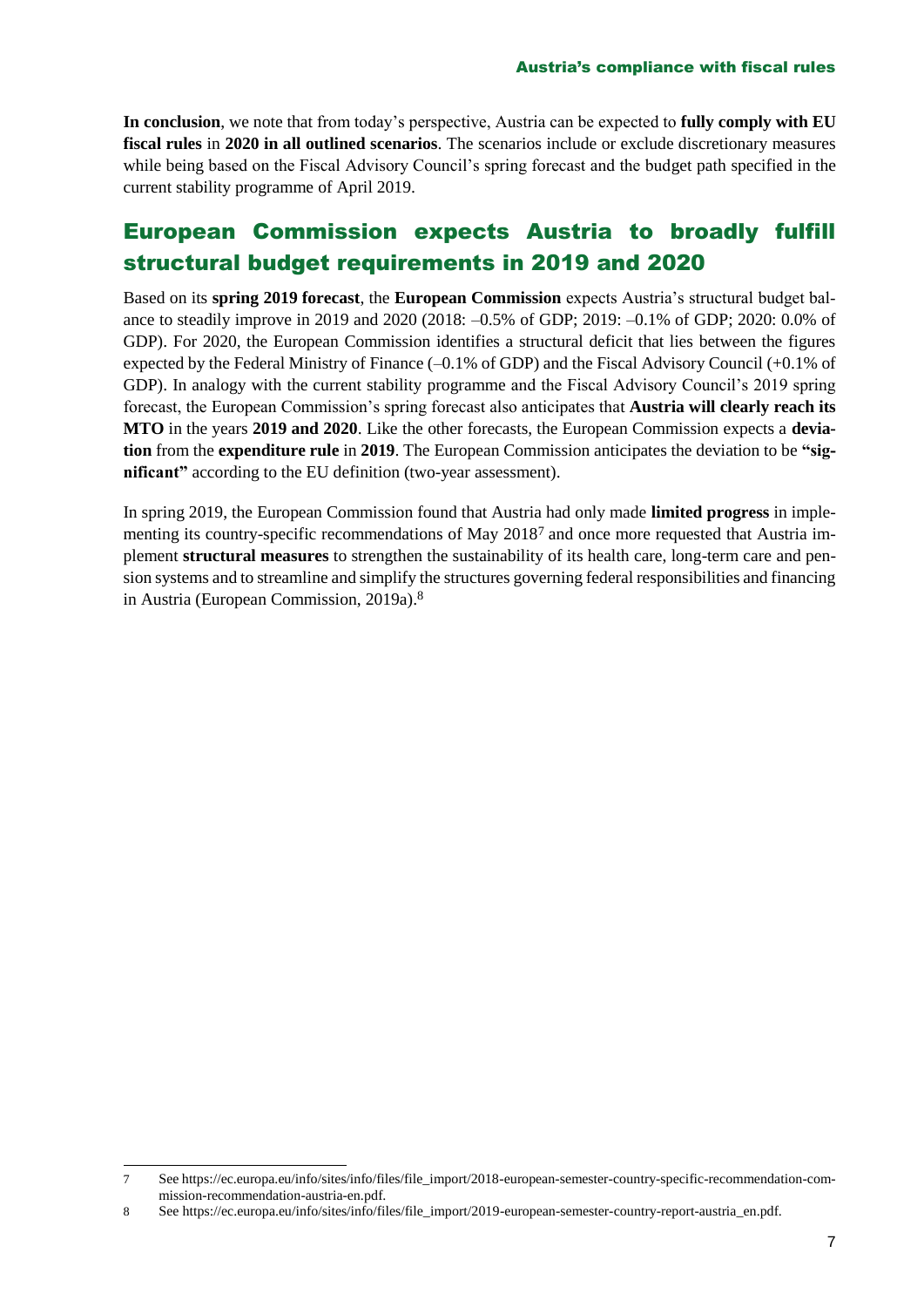**In conclusion**, we note that from today's perspective, Austria can be expected to **fully comply with EU fiscal rules** in **2020 in all outlined scenarios**. The scenarios include or exclude discretionary measures while being based on the Fiscal Advisory Council's spring forecast and the budget path specified in the current stability programme of April 2019.

## European Commission expects Austria to broadly fulfill structural budget requirements in 2019 and 2020

Based on its **spring 2019 forecast**, the **European Commission** expects Austria's structural budget balance to steadily improve in 2019 and 2020 (2018: –0.5% of GDP; 2019: –0.1% of GDP; 2020: 0.0% of GDP). For 2020, the European Commission identifies a structural deficit that lies between the figures expected by the Federal Ministry of Finance (–0.1% of GDP) and the Fiscal Advisory Council (+0.1% of GDP). In analogy with the current stability programme and the Fiscal Advisory Council's 2019 spring forecast, the European Commission's spring forecast also anticipates that **Austria will clearly reach its MTO** in the years **2019 and 2020**. Like the other forecasts, the European Commission expects a **deviation** from the **expenditure rule** in **2019**. The European Commission anticipates the deviation to be **"significant"** according to the EU definition (two-year assessment).

In spring 2019, the European Commission found that Austria had only made **limited progress** in implementing its country-specific recommendations of May 2018[7] and once more requested that Austria implement **structural measures** to strengthen the sustainability of its health care, long-term care and pension systems and to streamline and simplify the structures governing federal responsibilities and financing in Austria (European Commission, 2019a).[8]

---

7 See https://ec.europa.eu/info/sites/info/files/file_import/2018-european-semester-country-specific-recommendation-commission-recommendation-austria-en.pdf.

8 See https://ec.europa.eu/info/sites/info/files/file_import/2019-european-semester-country-report-austria_en.pdf.